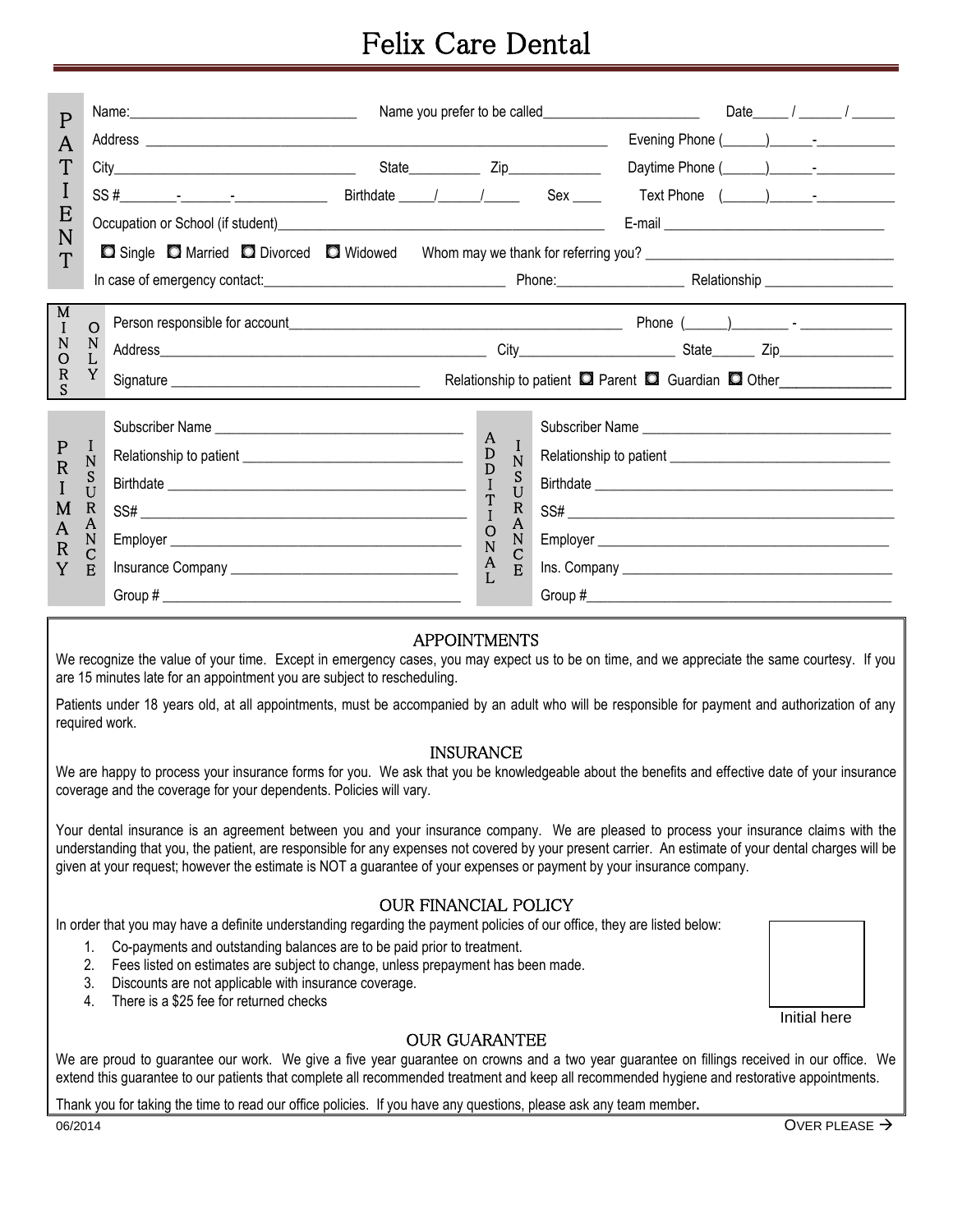# Felix Care Dental

**PATIENT**

Name:_______________________________ Name you prefer to be called______________________ Date_____ / ______ / ______

Address ______________________________________________________________ Evening Phone (______)______-___________

City_________________________________ State__________ Zip_____________ Daytime Phone (______)______-___________

SS #________-_______-_____________ Birthdate _____/______/_____ Sex ____ Text Phone (______)______-___________

Occupation or School (if student)_____________________________________________ E-mail ______________________________

☐ Single ☐ Married ☐ Divorced ☐ Widowed Whom may we thank for referring you? _________________________________

In case of emergency contact:_________________________________ Phone:__________________ Relationship __________________

**MINORS ONLY**

Person responsible for account_____________________________________________ Phone (______)________ - _____________

Address_______________________________________________ City______________________ State______ Zip________________

Signature ___________________________________ Relationship to patient ☐ Parent ☐ Guardian ☐ Other_______________

| PRIMARY INSURANCE | ADDITIONAL INSURANCE |
|---|---|
| Subscriber Name ___________________________________ | Subscriber Name ___________________________________ |
| Relationship to patient _____________________________ | Relationship to patient _____________________________ |
| Birthdate ________________________________________ | Birthdate ________________________________________ |
| SS# _____________________________________________ | SS# _____________________________________________ |
| Employer ________________________________________ | Employer ________________________________________ |
| Insurance Company _______________________________ | Ins. Company _____________________________________ |
| Group # _________________________________________ | Group #__________________________________________ |

## APPOINTMENTS

We recognize the value of your time. Except in emergency cases, you may expect us to be on time, and we appreciate the same courtesy. If you are 15 minutes late for an appointment you are subject to rescheduling.

Patients under 18 years old, at all appointments, must be accompanied by an adult who will be responsible for payment and authorization of any required work.

## INSURANCE

We are happy to process your insurance forms for you. We ask that you be knowledgeable about the benefits and effective date of your insurance coverage and the coverage for your dependents. Policies will vary.

Your dental insurance is an agreement between you and your insurance company. We are pleased to process your insurance claims with the understanding that you, the patient, are responsible for any expenses not covered by your present carrier. An estimate of your dental charges will be given at your request; however the estimate is NOT a guarantee of your expenses or payment by your insurance company.

## OUR FINANCIAL POLICY

In order that you may have a definite understanding regarding the payment policies of our office, they are listed below:

1. Co-payments and outstanding balances are to be paid prior to treatment.
2. Fees listed on estimates are subject to change, unless prepayment has been made.
3. Discounts are not applicable with insurance coverage.
4. There is a $25 fee for returned checks

Initial here

## OUR GUARANTEE

We are proud to guarantee our work. We give a five year guarantee on crowns and a two year guarantee on fillings received in our office. We extend this guarantee to our patients that complete all recommended treatment and keep all recommended hygiene and restorative appointments.

Thank you for taking the time to read our office policies. If you have any questions, please ask any team member.

06/2014

OVER PLEASE →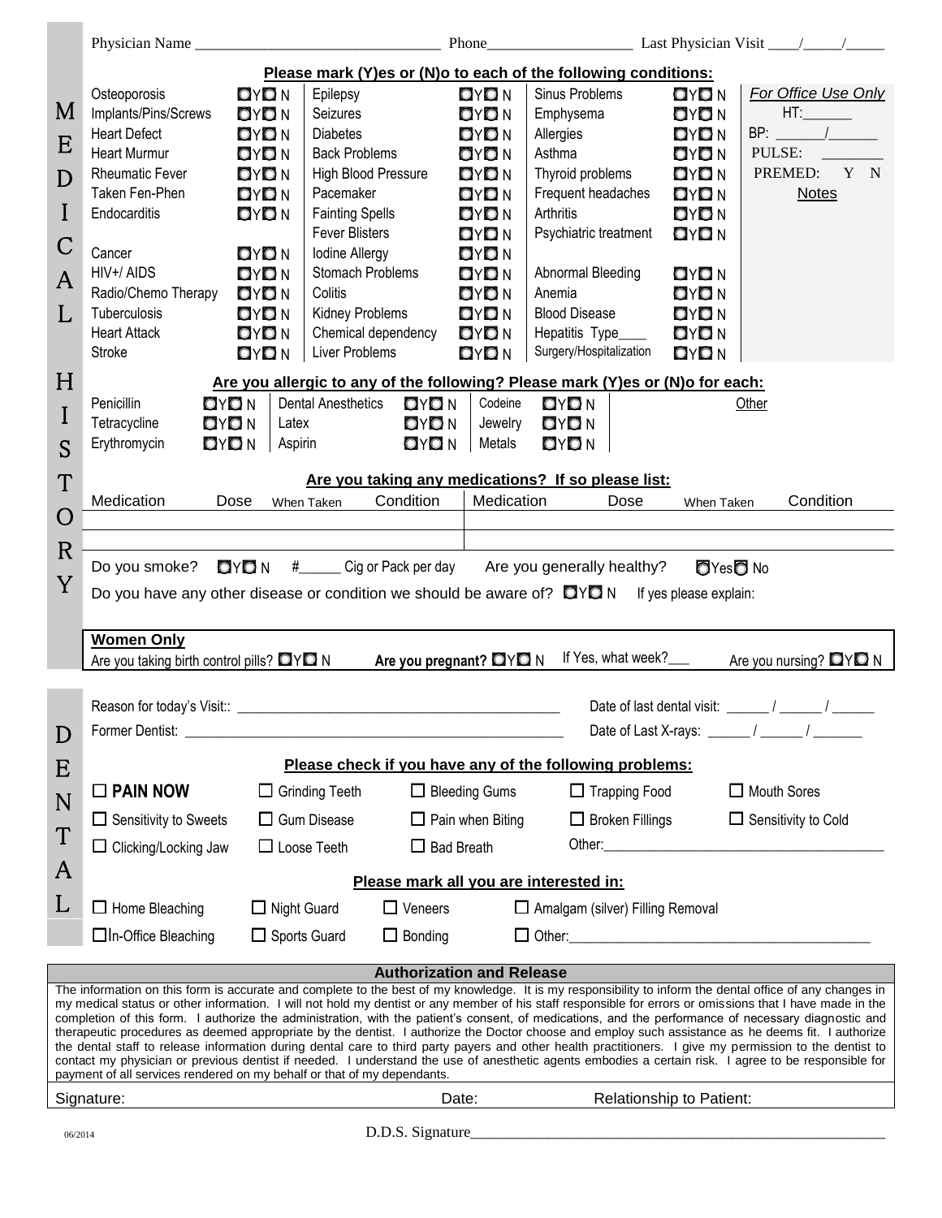Physician Name ________________________________ Phone___________________ Last Physician Visit ____/_____/_____

**MEDICAL HISTORY**

**Please mark (Y)es or (N)o to each of the following conditions:**

| | | | | | | |
|---|---|---|---|---|---|---|
| Osteoporosis | Y N | Epilepsy | Y N | Sinus Problems | Y N | *For Office Use Only* |
| Implants/Pins/Screws | Y N | Seizures | Y N | Emphysema | Y N | HT:_______ |
| Heart Defect | Y N | Diabetes | Y N | Allergies | Y N | BP: ______/______ |
| Heart Murmur | Y N | Back Problems | Y N | Asthma | Y N | PULSE: ________ |
| Rheumatic Fever | Y N | High Blood Pressure | Y N | Thyroid problems | Y N | PREMED: Y N |
| Taken Fen-Phen | Y N | Pacemaker | Y N | Frequent headaches | Y N | Notes |
| Endocarditis | Y N | Fainting Spells | Y N | Arthritis | Y N | |
| | | Fever Blisters | Y N | Psychiatric treatment | Y N | |
| Cancer | Y N | Iodine Allergy | Y N | | | |
| HIV+/ AIDS | Y N | Stomach Problems | Y N | Abnormal Bleeding | Y N | |
| Radio/Chemo Therapy | Y N | Colitis | Y N | Anemia | Y N | |
| Tuberculosis | Y N | Kidney Problems | Y N | Blood Disease | Y N | |
| Heart Attack | Y N | Chemical dependency | Y N | Hepatitis Type____ | Y N | |
| Stroke | Y N | Liver Problems | Y N | Surgery/Hospitalization | Y N | |

**Are you allergic to any of the following? Please mark (Y)es or (N)o for each:**

| | | | | | | |
|---|---|---|---|---|---|---|
| Penicillin | Y N | Dental Anesthetics | Y N | Codeine | Y N | Other |
| Tetracycline | Y N | Latex | Y N | Jewelry | Y N | |
| Erythromycin | Y N | Aspirin | Y N | Metals | Y N | |

**Are you taking any medications? If so please list:**

| Medication | Dose | When Taken | Condition | Medication | Dose | When Taken | Condition |
|---|---|---|---|---|---|---|---|
| | | | | | | | |
| | | | | | | | |

Do you smoke? Y N #______ Cig or Pack per day Are you generally healthy? Yes No

Do you have any other disease or condition we should be aware of? Y N If yes please explain:

**Women Only**

Are you taking birth control pills? Y N **Are you pregnant?** Y N If Yes, what week?___ Are you nursing? Y N

**DENTAL**

Reason for today's Visit:: ____________________________________________ Date of last dental visit: ______ / ______ / ______

Former Dentist: ____________________________________________________ Date of Last X-rays: ______ / ______ / _______

**Please check if you have any of the following problems:**

- ☐ **PAIN NOW**
- ☐ Grinding Teeth
- ☐ Bleeding Gums
- ☐ Trapping Food
- ☐ Mouth Sores
- ☐ Sensitivity to Sweets
- ☐ Gum Disease
- ☐ Pain when Biting
- ☐ Broken Fillings
- ☐ Sensitivity to Cold
- ☐ Clicking/Locking Jaw
- ☐ Loose Teeth
- ☐ Bad Breath
- Other:_____________________________________

**Please mark all you are interested in:**

- ☐ Home Bleaching
- ☐ Night Guard
- ☐ Veneers
- ☐ Amalgam (silver) Filling Removal
- ☐ In-Office Bleaching
- ☐ Sports Guard
- ☐ Bonding
- ☐ Other:_________________________________________

**Authorization and Release**

The information on this form is accurate and complete to the best of my knowledge. It is my responsibility to inform the dental office of any changes in my medical status or other information. I will not hold my dentist or any member of his staff responsible for errors or omissions that I have made in the completion of this form. I authorize the administration, with the patient's consent, of medications, and the performance of necessary diagnostic and therapeutic procedures as deemed appropriate by the dentist. I authorize the Doctor choose and employ such assistance as he deems fit. I authorize the dental staff to release information during dental care to third party payers and other health practitioners. I give my permission to the dentist to contact my physician or previous dentist if needed. I understand the use of anesthetic agents embodies a certain risk. I agree to be responsible for payment of all services rendered on my behalf or that of my dependants.

Signature: Date: Relationship to Patient:

06/2014 D.D.S. Signature_______________________________________________________